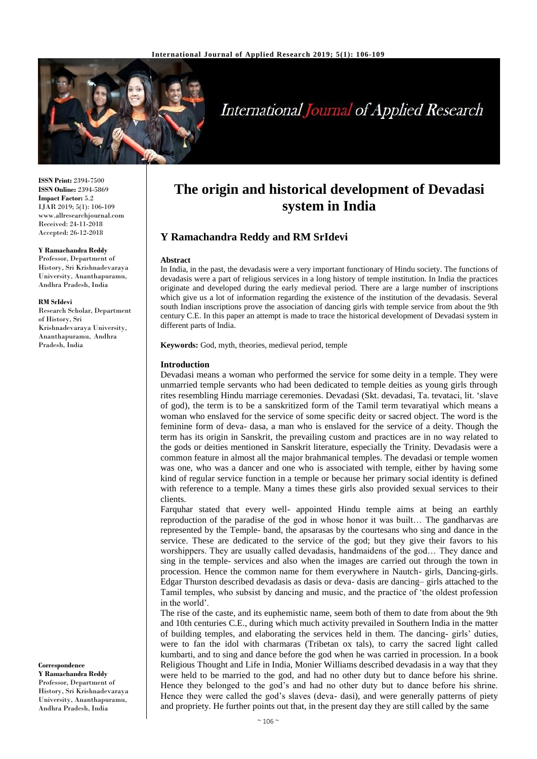**ISSN Print:** 2394-7500
**ISSN Online:** 2394-5869
**Impact Factor:** 5.2
IJAR 2019; 5(1): 106-109
www.allresearchjournal.com
Received: 24-11-2018
Accepted: 26-12-2018

**Y Ramachandra Reddy**
Professor, Department of History, Sri Krishnadevaraya University, Ananthapuramu, Andhra Pradesh, India

**RM SrIdevi**
Research Scholar, Department of History, Sri Krishnadevaraya University, Ananthapuramu, Andhra Pradesh, India

**Correspondence**
**Y Ramachandra Reddy**
Professor, Department of History, Sri Krishnadevaraya University, Ananthapuramu, Andhra Pradesh, India

# The origin and historical development of Devadasi system in India

## Y Ramachandra Reddy and RM SrIdevi

**Abstract**

In India, in the past, the devadasis were a very important functionary of Hindu society. The functions of devadasis were a part of religious services in a long history of temple institution. In India the practices originate and developed during the early medieval period. There are a large number of inscriptions which give us a lot of information regarding the existence of the institution of the devadasis. Several south Indian inscriptions prove the association of dancing girls with temple service from about the 9th century C.E. In this paper an attempt is made to trace the historical development of Devadasi system in different parts of India.

**Keywords:** God, myth, theories, medieval period, temple

## Introduction

Devadasi means a woman who performed the service for some deity in a temple. They were unmarried temple servants who had been dedicated to temple deities as young girls through rites resembling Hindu marriage ceremonies. Devadasi (Skt. devadasi, Ta. tevataci, lit. 'slave of god), the term is to be a sanskritized form of the Tamil term tevaratiyal which means a woman who enslaved for the service of some specific deity or sacred object. The word is the feminine form of deva- dasa, a man who is enslaved for the service of a deity. Though the term has its origin in Sanskrit, the prevailing custom and practices are in no way related to the gods or deities mentioned in Sanskrit literature, especially the Trinity. Devadasis were a common feature in almost all the major brahmanical temples. The devadasi or temple women was one, who was a dancer and one who is associated with temple, either by having some kind of regular service function in a temple or because her primary social identity is defined with reference to a temple. Many a times these girls also provided sexual services to their clients.

Farquhar stated that every well- appointed Hindu temple aims at being an earthly reproduction of the paradise of the god in whose honor it was built… The gandharvas are represented by the Temple- band, the apsarasas by the courtesans who sing and dance in the service. These are dedicated to the service of the god; but they give their favors to his worshippers. They are usually called devadasis, handmaidens of the god… They dance and sing in the temple- services and also when the images are carried out through the town in procession. Hence the common name for them everywhere in Nautch- girls, Dancing-girls. Edgar Thurston described devadasis as dasis or deva- dasis are dancing– girls attached to the Tamil temples, who subsist by dancing and music, and the practice of 'the oldest profession in the world'.

The rise of the caste, and its euphemistic name, seem both of them to date from about the 9th and 10th centuries C.E., during which much activity prevailed in Southern India in the matter of building temples, and elaborating the services held in them. The dancing- girls' duties, were to fan the idol with charmaras (Tribetan ox tals), to carry the sacred light called kumbarti, and to sing and dance before the god when he was carried in procession. In a book Religious Thought and Life in India, Monier Williams described devadasis in a way that they were held to be married to the god, and had no other duty but to dance before his shrine. Hence they belonged to the god's and had no other duty but to dance before his shrine. Hence they were called the god's slaves (deva- dasi), and were generally patterns of piety and propriety. He further points out that, in the present day they are still called by the same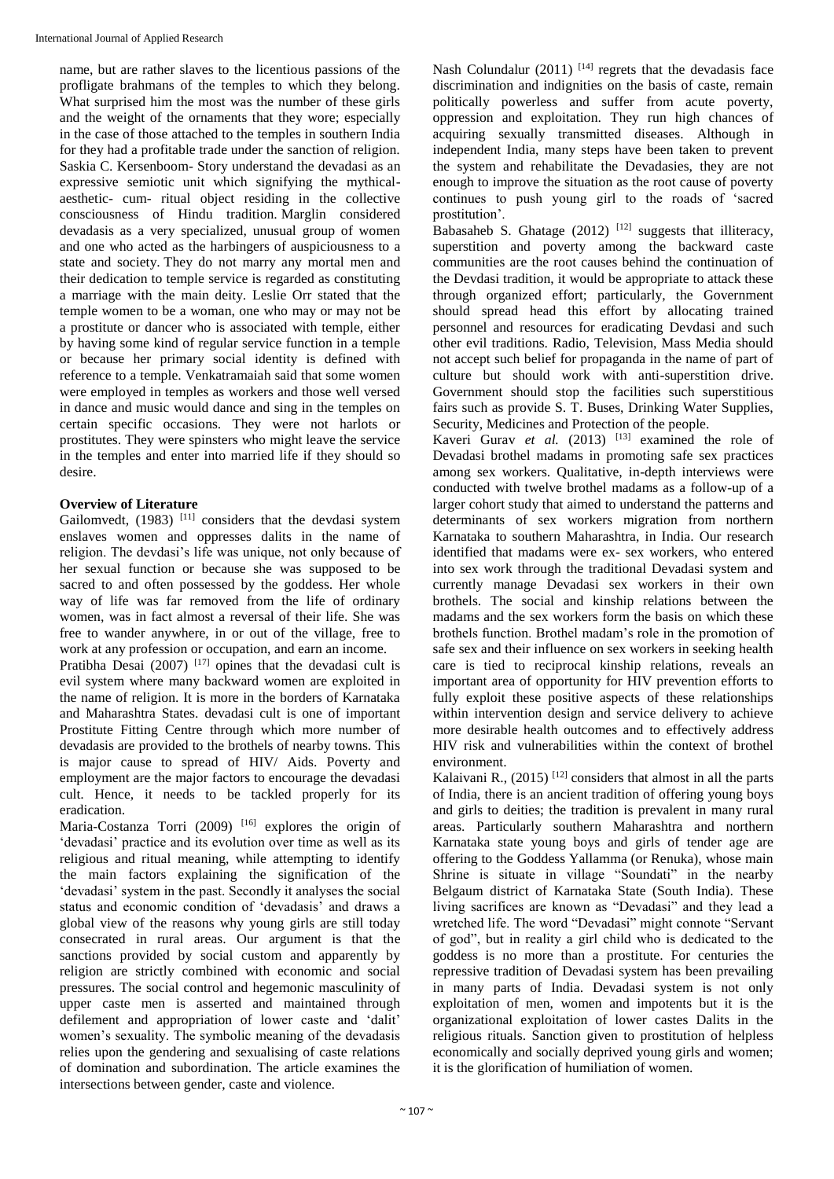name, but are rather slaves to the licentious passions of the profligate brahmans of the temples to which they belong. What surprised him the most was the number of these girls and the weight of the ornaments that they wore; especially in the case of those attached to the temples in southern India for they had a profitable trade under the sanction of religion. Saskia C. Kersenboom- Story understand the devadasi as an expressive semiotic unit which signifying the mythical-aesthetic- cum- ritual object residing in the collective consciousness of Hindu tradition. Marglin considered devadasis as a very specialized, unusual group of women and one who acted as the harbingers of auspiciousness to a state and society. They do not marry any mortal men and their dedication to temple service is regarded as constituting a marriage with the main deity. Leslie Orr stated that the temple women to be a woman, one who may or may not be a prostitute or dancer who is associated with temple, either by having some kind of regular service function in a temple or because her primary social identity is defined with reference to a temple. Venkatramaiah said that some women were employed in temples as workers and those well versed in dance and music would dance and sing in the temples on certain specific occasions. They were not harlots or prostitutes. They were spinsters who might leave the service in the temples and enter into married life if they should so desire.

## Overview of Literature

Gailomvedt, (1983) [11] considers that the devdasi system enslaves women and oppresses dalits in the name of religion. The devdasi's life was unique, not only because of her sexual function or because she was supposed to be sacred to and often possessed by the goddess. Her whole way of life was far removed from the life of ordinary women, was in fact almost a reversal of their life. She was free to wander anywhere, in or out of the village, free to work at any profession or occupation, and earn an income.

Pratibha Desai (2007) [17] opines that the devadasi cult is evil system where many backward women are exploited in the name of religion. It is more in the borders of Karnataka and Maharashtra States. devadasi cult is one of important Prostitute Fitting Centre through which more number of devadasis are provided to the brothels of nearby towns. This is major cause to spread of HIV/ Aids. Poverty and employment are the major factors to encourage the devadasi cult. Hence, it needs to be tackled properly for its eradication.

Maria-Costanza Torri (2009) [16] explores the origin of 'devadasi' practice and its evolution over time as well as its religious and ritual meaning, while attempting to identify the main factors explaining the signification of the 'devadasi' system in the past. Secondly it analyses the social status and economic condition of 'devadasis' and draws a global view of the reasons why young girls are still today consecrated in rural areas. Our argument is that the sanctions provided by social custom and apparently by religion are strictly combined with economic and social pressures. The social control and hegemonic masculinity of upper caste men is asserted and maintained through defilement and appropriation of lower caste and 'dalit' women's sexuality. The symbolic meaning of the devadasis relies upon the gendering and sexualising of caste relations of domination and subordination. The article examines the intersections between gender, caste and violence.

Nash Colundalur (2011) [14] regrets that the devadasis face discrimination and indignities on the basis of caste, remain politically powerless and suffer from acute poverty, oppression and exploitation. They run high chances of acquiring sexually transmitted diseases. Although in independent India, many steps have been taken to prevent the system and rehabilitate the Devadasies, they are not enough to improve the situation as the root cause of poverty continues to push young girl to the roads of 'sacred prostitution'.

Babasaheb S. Ghatage (2012) [12] suggests that illiteracy, superstition and poverty among the backward caste communities are the root causes behind the continuation of the Devdasi tradition, it would be appropriate to attack these through organized effort; particularly, the Government should spread head this effort by allocating trained personnel and resources for eradicating Devdasi and such other evil traditions. Radio, Television, Mass Media should not accept such belief for propaganda in the name of part of culture but should work with anti-superstition drive. Government should stop the facilities such superstitious fairs such as provide S. T. Buses, Drinking Water Supplies, Security, Medicines and Protection of the people.

Kaveri Gurav *et al.* (2013) [13] examined the role of Devadasi brothel madams in promoting safe sex practices among sex workers. Qualitative, in-depth interviews were conducted with twelve brothel madams as a follow-up of a larger cohort study that aimed to understand the patterns and determinants of sex workers migration from northern Karnataka to southern Maharashtra, in India. Our research identified that madams were ex- sex workers, who entered into sex work through the traditional Devadasi system and currently manage Devadasi sex workers in their own brothels. The social and kinship relations between the madams and the sex workers form the basis on which these brothels function. Brothel madam's role in the promotion of safe sex and their influence on sex workers in seeking health care is tied to reciprocal kinship relations, reveals an important area of opportunity for HIV prevention efforts to fully exploit these positive aspects of these relationships within intervention design and service delivery to achieve more desirable health outcomes and to effectively address HIV risk and vulnerabilities within the context of brothel environment.

Kalaivani R., (2015) [12] considers that almost in all the parts of India, there is an ancient tradition of offering young boys and girls to deities; the tradition is prevalent in many rural areas. Particularly southern Maharashtra and northern Karnataka state young boys and girls of tender age are offering to the Goddess Yallamma (or Renuka), whose main Shrine is situate in village "Soundati" in the nearby Belgaum district of Karnataka State (South India). These living sacrifices are known as "Devadasi" and they lead a wretched life. The word "Devadasi" might connote "Servant of god", but in reality a girl child who is dedicated to the goddess is no more than a prostitute. For centuries the repressive tradition of Devadasi system has been prevailing in many parts of India. Devadasi system is not only exploitation of men, women and impotents but it is the organizational exploitation of lower castes Dalits in the religious rituals. Sanction given to prostitution of helpless economically and socially deprived young girls and women; it is the glorification of humiliation of women.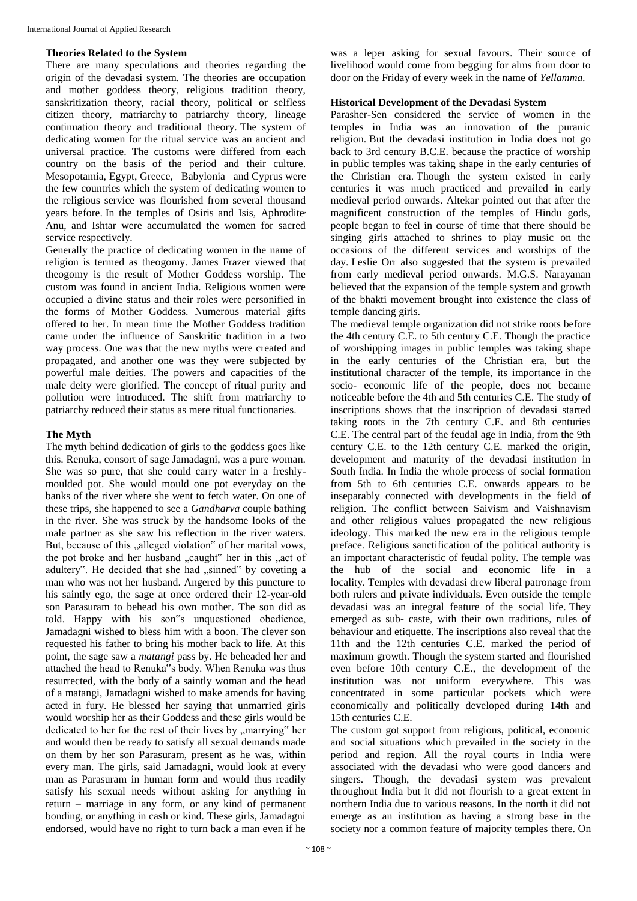### Theories Related to the System

There are many speculations and theories regarding the origin of the devadasi system. The theories are occupation and mother goddess theory, religious tradition theory, sanskritization theory, racial theory, political or selfless citizen theory, matriarchy to patriarchy theory, lineage continuation theory and traditional theory. The system of dedicating women for the ritual service was an ancient and universal practice. The customs were differed from each country on the basis of the period and their culture. Mesopotamia, Egypt, Greece, Babylonia and Cyprus were the few countries which the system of dedicating women to the religious service was flourished from several thousand years before. In the temples of Osiris and Isis, Aphrodite, Anu, and Ishtar were accumulated the women for sacred service respectively.

Generally the practice of dedicating women in the name of religion is termed as theogomy. James Frazer viewed that theogomy is the result of Mother Goddess worship. The custom was found in ancient India. Religious women were occupied a divine status and their roles were personified in the forms of Mother Goddess. Numerous material gifts offered to her. In mean time the Mother Goddess tradition came under the influence of Sanskritic tradition in a two way process. One was that the new myths were created and propagated, and another one was they were subjected by powerful male deities. The powers and capacities of the male deity were glorified. The concept of ritual purity and pollution were introduced. The shift from matriarchy to patriarchy reduced their status as mere ritual functionaries.

### The Myth

The myth behind dedication of girls to the goddess goes like this. Renuka, consort of sage Jamadagni, was a pure woman. She was so pure, that she could carry water in a freshly-moulded pot. She would mould one pot everyday on the banks of the river where she went to fetch water. On one of these trips, she happened to see a *Gandharva* couple bathing in the river. She was struck by the handsome looks of the male partner as she saw his reflection in the river waters. But, because of this „alleged violation" of her marital vows, the pot broke and her husband „caught" her in this „act of adultery". He decided that she had „sinned" by coveting a man who was not her husband. Angered by this puncture to his saintly ego, the sage at once ordered their 12-year-old son Parasuram to behead his own mother. The son did as told. Happy with his son"s unquestioned obedience, Jamadagni wished to bless him with a boon. The clever son requested his father to bring his mother back to life. At this point, the sage saw a *matangi* pass by. He beheaded her and attached the head to Renuka"s body. When Renuka was thus resurrected, with the body of a saintly woman and the head of a matangi, Jamadagni wished to make amends for having acted in fury. He blessed her saying that unmarried girls would worship her as their Goddess and these girls would be dedicated to her for the rest of their lives by „marrying" her and would then be ready to satisfy all sexual demands made on them by her son Parasuram, present as he was, within every man. The girls, said Jamadagni, would look at every man as Parasuram in human form and would thus readily satisfy his sexual needs without asking for anything in return – marriage in any form, or any kind of permanent bonding, or anything in cash or kind. These girls, Jamadagni endorsed, would have no right to turn back a man even if he was a leper asking for sexual favours. Their source of livelihood would come from begging for alms from door to door on the Friday of every week in the name of *Yellamma.*

### Historical Development of the Devadasi System

Parasher-Sen considered the service of women in the temples in India was an innovation of the puranic religion. But the devadasi institution in India does not go back to 3rd century B.C.E. because the practice of worship in public temples was taking shape in the early centuries of the Christian era. Though the system existed in early centuries it was much practiced and prevailed in early medieval period onwards. Altekar pointed out that after the magnificent construction of the temples of Hindu gods, people began to feel in course of time that there should be singing girls attached to shrines to play music on the occasions of the different services and worships of the day. Leslie Orr also suggested that the system is prevailed from early medieval period onwards. M.G.S. Narayanan believed that the expansion of the temple system and growth of the bhakti movement brought into existence the class of temple dancing girls.

The medieval temple organization did not strike roots before the 4th century C.E. to 5th century C.E. Though the practice of worshipping images in public temples was taking shape in the early centuries of the Christian era, but the institutional character of the temple, its importance in the socio- economic life of the people, does not became noticeable before the 4th and 5th centuries C.E. The study of inscriptions shows that the inscription of devadasi started taking roots in the 7th century C.E. and 8th centuries C.E. The central part of the feudal age in India, from the 9th century C.E. to the 12th century C.E. marked the origin, development and maturity of the devadasi institution in South India. In India the whole process of social formation from 5th to 6th centuries C.E. onwards appears to be inseparably connected with developments in the field of religion. The conflict between Saivism and Vaishnavism and other religious values propagated the new religious ideology. This marked the new era in the religious temple preface. Religious sanctification of the political authority is an important characteristic of feudal polity. The temple was the hub of the social and economic life in a locality. Temples with devadasi drew liberal patronage from both rulers and private individuals. Even outside the temple devadasi was an integral feature of the social life. They emerged as sub- caste, with their own traditions, rules of behaviour and etiquette. The inscriptions also reveal that the 11th and the 12th centuries C.E. marked the period of maximum growth. Though the system started and flourished even before 10th century C.E., the development of the institution was not uniform everywhere. This was concentrated in some particular pockets which were economically and politically developed during 14th and 15th centuries C.E.

The custom got support from religious, political, economic and social situations which prevailed in the society in the period and region. All the royal courts in India were associated with the devadasi who were good dancers and singers. Though, the devadasi system was prevalent throughout India but it did not flourish to a great extent in northern India due to various reasons. In the north it did not emerge as an institution as having a strong base in the society nor a common feature of majority temples there. On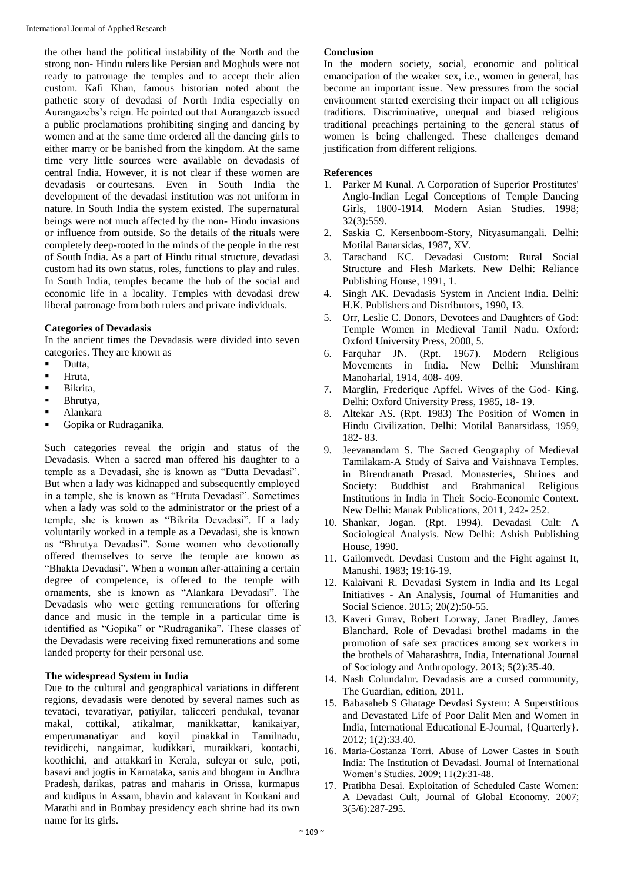the other hand the political instability of the North and the strong non- Hindu rulers like Persian and Moghuls were not ready to patronage the temples and to accept their alien custom. Kafi Khan, famous historian noted about the pathetic story of devadasi of North India especially on Aurangazebs's reign. He pointed out that Aurangazeb issued a public proclamations prohibiting singing and dancing by women and at the same time ordered all the dancing girls to either marry or be banished from the kingdom. At the same time very little sources were available on devadasis of central India. However, it is not clear if these women are devadasis or courtesans. Even in South India the development of the devadasi institution was not uniform in nature. In South India the system existed. The supernatural beings were not much affected by the non- Hindu invasions or influence from outside. So the details of the rituals were completely deep-rooted in the minds of the people in the rest of South India. As a part of Hindu ritual structure, devadasi custom had its own status, roles, functions to play and rules. In South India, temples became the hub of the social and economic life in a locality. Temples with devadasi drew liberal patronage from both rulers and private individuals.

### Categories of Devadasis

In the ancient times the Devadasis were divided into seven categories. They are known as

- Dutta,
- Hruta,
- Bikrita,
- Bhrutya,
- Alankara
- Gopika or Rudraganika.

Such categories reveal the origin and status of the Devadasis. When a sacred man offered his daughter to a temple as a Devadasi, she is known as "Dutta Devadasi". But when a lady was kidnapped and subsequently employed in a temple, she is known as "Hruta Devadasi". Sometimes when a lady was sold to the administrator or the priest of a temple, she is known as "Bikrita Devadasi". If a lady voluntarily worked in a temple as a Devadasi, she is known as "Bhrutya Devadasi". Some women who devotionally offered themselves to serve the temple are known as "Bhakta Devadasi". When a woman after-attaining a certain degree of competence, is offered to the temple with ornaments, she is known as "Alankara Devadasi". The Devadasis who were getting remunerations for offering dance and music in the temple in a particular time is identified as "Gopika" or "Rudraganika". These classes of the Devadasis were receiving fixed remunerations and some landed property for their personal use.

### The widespread System in India

Due to the cultural and geographical variations in different regions, devadasis were denoted by several names such as tevataci, tevaratiyar, patiyilar, talicceri pendukal, tevanar makal, cottikal, atikalmar, manikkattar, kanikaiyar, emperumanatiyar and koyil pinakkal in Tamilnadu, tevidicchi, nangaimar, kudikkari, muraikkari, kootachi, koothichi, and attakkari in Kerala, suleyar or sule, poti, basavi and jogtis in Karnataka, sanis and bhogam in Andhra Pradesh, darikas, patras and maharis in Orissa, kurmapus and kudipus in Assam, bhavin and kalavant in Konkani and Marathi and in Bombay presidency each shrine had its own name for its girls.

### Conclusion

In the modern society, social, economic and political emancipation of the weaker sex, i.e., women in general, has become an important issue. New pressures from the social environment started exercising their impact on all religious traditions. Discriminative, unequal and biased religious traditional preachings pertaining to the general status of women is being challenged. These challenges demand justification from different religions.

### References

1. Parker M Kunal. A Corporation of Superior Prostitutes' Anglo-Indian Legal Conceptions of Temple Dancing Girls, 1800-1914. Modern Asian Studies. 1998; 32(3):559.
2. Saskia C. Kersenboom-Story, Nityasumangali. Delhi: Motilal Banarsidas, 1987, XV.
3. Tarachand KC. Devadasi Custom: Rural Social Structure and Flesh Markets. New Delhi: Reliance Publishing House, 1991, 1.
4. Singh AK. Devadasis System in Ancient India. Delhi: H.K. Publishers and Distributors, 1990, 13.
5. Orr, Leslie C. Donors, Devotees and Daughters of God: Temple Women in Medieval Tamil Nadu. Oxford: Oxford University Press, 2000, 5.
6. Farquhar JN. (Rpt. 1967). Modern Religious Movements in India. New Delhi: Munshiram Manoharlal, 1914, 408- 409.
7. Marglin, Frederique Apffel. Wives of the God- King. Delhi: Oxford University Press, 1985, 18- 19.
8. Altekar AS. (Rpt. 1983) The Position of Women in Hindu Civilization. Delhi: Motilal Banarsidass, 1959, 182- 83.
9. Jeevanandam S. The Sacred Geography of Medieval Tamilakam-A Study of Saiva and Vaishnava Temples. in Birendranath Prasad. Monasteries, Shrines and Society: Buddhist and Brahmanical Religious Institutions in India in Their Socio-Economic Context. New Delhi: Manak Publications, 2011, 242- 252.
10. Shankar, Jogan. (Rpt. 1994). Devadasi Cult: A Sociological Analysis. New Delhi: Ashish Publishing House, 1990.
11. Gailomvedt. Devdasi Custom and the Fight against It, Manushi. 1983; 19:16-19.
12. Kalaivani R. Devadasi System in India and Its Legal Initiatives - An Analysis, Journal of Humanities and Social Science. 2015; 20(2):50-55.
13. Kaveri Gurav, Robert Lorway, Janet Bradley, James Blanchard. Role of Devadasi brothel madams in the promotion of safe sex practices among sex workers in the brothels of Maharashtra, India, International Journal of Sociology and Anthropology. 2013; 5(2):35-40.
14. Nash Colundalur. Devadasis are a cursed community, The Guardian, edition, 2011.
15. Babasaheb S Ghatage Devdasi System: A Superstitious and Devastated Life of Poor Dalit Men and Women in India, International Educational E-Journal, {Quarterly}. 2012; 1(2):33.40.
16. Maria-Costanza Torri. Abuse of Lower Castes in South India: The Institution of Devadasi. Journal of International Women's Studies. 2009; 11(2):31-48.
17. Pratibha Desai. Exploitation of Scheduled Caste Women: A Devadasi Cult, Journal of Global Economy. 2007; 3(5/6):287-295.